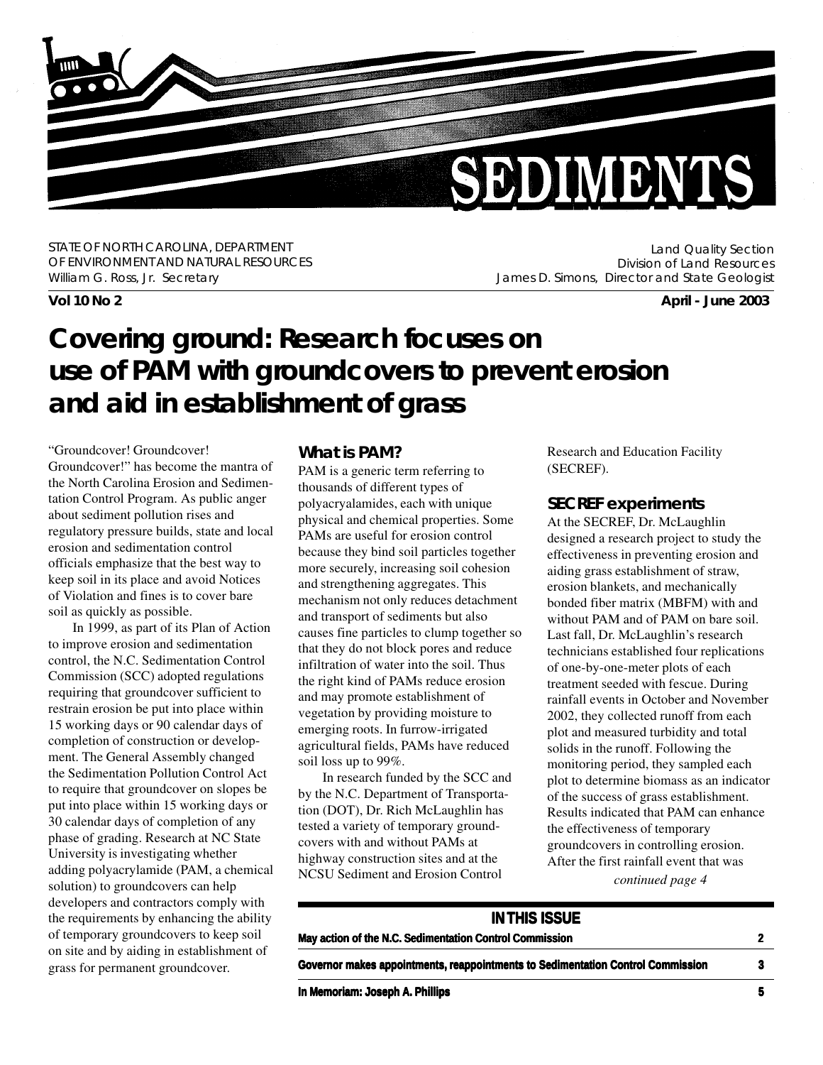# SEDIMENTS

STATE OF NORTH CAROLINA, DEPARTMENT OF ENVIRONMENT AND NATURAL RESOURCES
William G. Ross, Jr. Secretary

Land Quality Section
Division of Land Resources
James D. Simons, Director and State Geologist

**Vol 10 No 2** **April - June 2003**

# Covering ground: Research focuses on use of PAM with groundcovers to prevent erosion and aid in establishment of grass

"Groundcover! Groundcover! Groundcover!" has become the mantra of the North Carolina Erosion and Sedimentation Control Program. As public anger about sediment pollution rises and regulatory pressure builds, state and local erosion and sedimentation control officials emphasize that the best way to keep soil in its place and avoid Notices of Violation and fines is to cover bare soil as quickly as possible.

In 1999, as part of its Plan of Action to improve erosion and sedimentation control, the N.C. Sedimentation Control Commission (SCC) adopted regulations requiring that groundcover sufficient to restrain erosion be put into place within 15 working days or 90 calendar days of completion of construction or development. The General Assembly changed the Sedimentation Pollution Control Act to require that groundcover on slopes be put into place within 15 working days or 30 calendar days of completion of any phase of grading. Research at NC State University is investigating whether adding polyacrylamide (PAM, a chemical solution) to groundcovers can help developers and contractors comply with the requirements by enhancing the ability of temporary groundcovers to keep soil on site and by aiding in establishment of grass for permanent groundcover.

### What is PAM?

PAM is a generic term referring to thousands of different types of polyacryalamides, each with unique physical and chemical properties. Some PAMs are useful for erosion control because they bind soil particles together more securely, increasing soil cohesion and strengthening aggregates. This mechanism not only reduces detachment and transport of sediments but also causes fine particles to clump together so that they do not block pores and reduce infiltration of water into the soil. Thus the right kind of PAMs reduce erosion and may promote establishment of vegetation by providing moisture to emerging roots. In furrow-irrigated agricultural fields, PAMs have reduced soil loss up to 99%.

In research funded by the SCC and by the N.C. Department of Transportation (DOT), Dr. Rich McLaughlin has tested a variety of temporary groundcovers with and without PAMs at highway construction sites and at the NCSU Sediment and Erosion Control Research and Education Facility (SECREF).

### SECREF experiments

At the SECREF, Dr. McLaughlin designed a research project to study the effectiveness in preventing erosion and aiding grass establishment of straw, erosion blankets, and mechanically bonded fiber matrix (MBFM) with and without PAM and of PAM on bare soil. Last fall, Dr. McLaughlin's research technicians established four replications of one-by-one-meter plots of each treatment seeded with fescue. During rainfall events in October and November 2002, they collected runoff from each plot and measured turbidity and total solids in the runoff. Following the monitoring period, they sampled each plot to determine biomass as an indicator of the success of grass establishment. Results indicated that PAM can enhance the effectiveness of temporary groundcovers in controlling erosion. After the first rainfall event that was

*continued page 4*

**IN THIS ISSUE**

| | |
|---|---|
| May action of the N.C. Sedimentation Control Commission | 2 |
| Governor makes appointments, reappointments to Sedimentation Control Commission | 3 |
| In Memoriam: Joseph A. Phillips | 5 |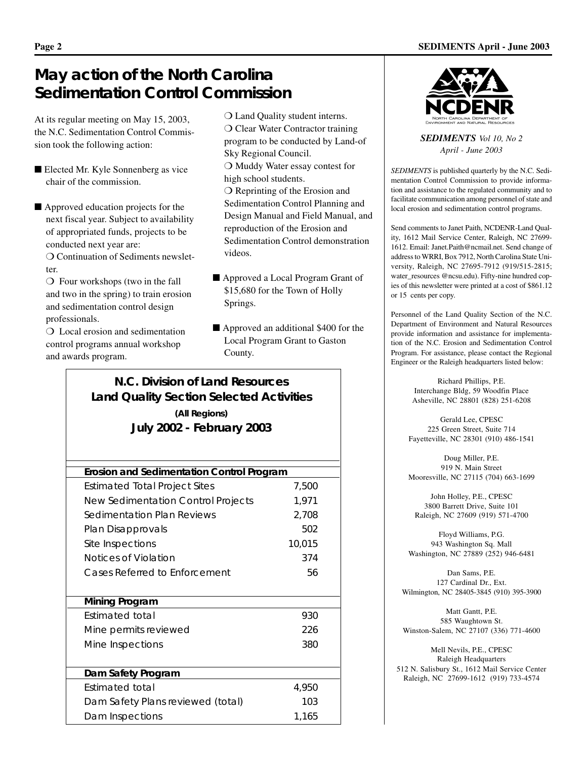# May action of the North Carolina Sedimentation Control Commission

At its regular meeting on May 15, 2003, the N.C. Sedimentation Control Commission took the following action:

- Elected Mr. Kyle Sonnenberg as vice chair of the commission.
- Approved education projects for the next fiscal year. Subject to availability of appropriated funds, projects to be conducted next year are:
  - Continuation of Sediments newsletter.
  - Four workshops (two in the fall and two in the spring) to train erosion and sedimentation control design professionals.
  - Local erosion and sedimentation control programs annual workshop and awards program.
  - Land Quality student interns.
  - Clear Water Contractor training program to be conducted by Land-of Sky Regional Council.
  - Muddy Water essay contest for high school students.
  - Reprinting of the Erosion and Sedimentation Control Planning and Design Manual and Field Manual, and reproduction of the Erosion and Sedimentation Control demonstration videos.
- Approved a Local Program Grant of $15,680 for the Town of Holly Springs.
- Approved an additional $400 for the Local Program Grant to Gaston County.

## N.C. Division of Land Resources Land Quality Section Selected Activities

**(All Regions)**

**July 2002 - February 2003**

| **Erosion and Sedimentation Control Program** | |
|---|---|
| Estimated Total Project Sites | 7,500 |
| New Sedimentation Control Projects | 1,971 |
| Sedimentation Plan Reviews | 2,708 |
| Plan Disapprovals | 502 |
| Site Inspections | 10,015 |
| Notices of Violation | 374 |
| Cases Referred to Enforcement | 56 |
| **Mining Program** | |
| Estimated total | 930 |
| Mine permits reviewed | 226 |
| Mine Inspections | 380 |
| **Dam Safety Program** | |
| Estimated total | 4,950 |
| Dam Safety Plans reviewed (total) | 103 |
| Dam Inspections | 1,165 |

NCDENR
North Carolina Department of Environment and Natural Resources

***SEDIMENTS*** *Vol 10, No 2*
*April - June 2003*

*SEDIMENTS* is published quarterly by the N.C. Sedimentation Control Commission to provide information and assistance to the regulated community and to facilitate communication among personnel of state and local erosion and sedimentation control programs.

Send comments to Janet Paith, NCDENR-Land Quality, 1612 Mail Service Center, Raleigh, NC 27699-1612. Email: Janet.Paith@ncmail.net. Send change of address to WRRI, Box 7912, North Carolina State University, Raleigh, NC 27695-7912 (919/515-2815; water_resources @ncsu.edu). Fifty-nine hundred copies of this newsletter were printed at a cost of $861.12 or 15 cents per copy.

Personnel of the Land Quality Section of the N.C. Department of Environment and Natural Resources provide information and assistance for implementation of the N.C. Erosion and Sedimentation Control Program. For assistance, please contact the Regional Engineer or the Raleigh headquarters listed below:

Richard Phillips, P.E.
Interchange Bldg, 59 Woodfin Place
Asheville, NC 28801 (828) 251-6208

Gerald Lee, CPESC
225 Green Street, Suite 714
Fayetteville, NC 28301 (910) 486-1541

Doug Miller, P.E.
919 N. Main Street
Mooresville, NC 27115 (704) 663-1699

John Holley, P.E., CPESC
3800 Barrett Drive, Suite 101
Raleigh, NC 27609 (919) 571-4700

Floyd Williams, P.G.
943 Washington Sq. Mall
Washington, NC 27889 (252) 946-6481

Dan Sams, P.E.
127 Cardinal Dr., Ext.
Wilmington, NC 28405-3845 (910) 395-3900

Matt Gantt, P.E.
585 Waughtown St.
Winston-Salem, NC 27107 (336) 771-4600

Mell Nevils, P.E., CPESC
Raleigh Headquarters
512 N. Salisbury St., 1612 Mail Service Center
Raleigh, NC 27699-1612 (919) 733-4574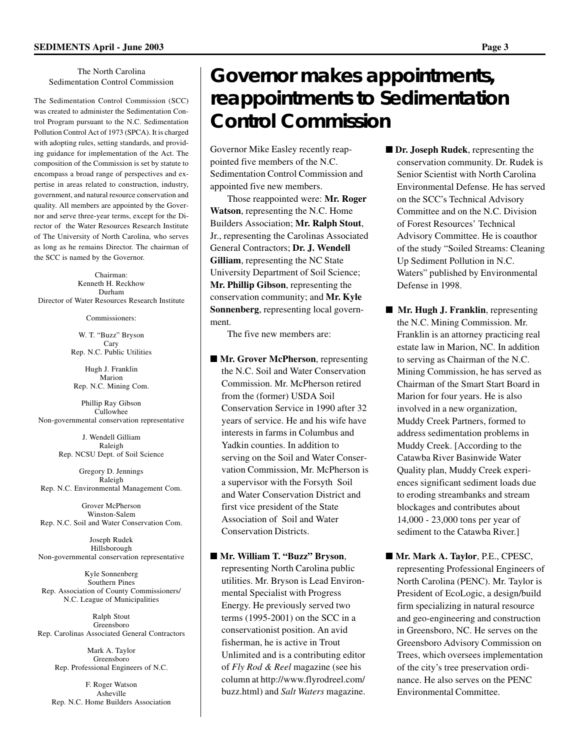## The North Carolina Sedimentation Control Commission

The Sedimentation Control Commission (SCC) was created to administer the Sedimentation Control Program pursuant to the N.C. Sedimentation Pollution Control Act of 1973 (SPCA). It is charged with adopting rules, setting standards, and providing guidance for implementation of the Act. The composition of the Commission is set by statute to encompass a broad range of perspectives and expertise in areas related to construction, industry, government, and natural resource conservation and quality. All members are appointed by the Governor and serve three-year terms, except for the Director of the Water Resources Research Institute of The University of North Carolina, who serves as long as he remains Director. The chairman of the SCC is named by the Governor.

Chairman:
Kenneth H. Reckhow
Durham
Director of Water Resources Research Institute

Commissioners:

W. T. "Buzz" Bryson
Cary
Rep. N.C. Public Utilities

Hugh J. Franklin
Marion
Rep. N.C. Mining Com.

Phillip Ray Gibson
Cullowhee
Non-governmental conservation representative

J. Wendell Gilliam
Raleigh
Rep. NCSU Dept. of Soil Science

Gregory D. Jennings
Raleigh
Rep. N.C. Environmental Management Com.

Grover McPherson
Winston-Salem
Rep. N.C. Soil and Water Conservation Com.

Joseph Rudek
Hillsborough
Non-governmental conservation representative

Kyle Sonnenberg
Southern Pines
Rep. Association of County Commissioners/
N.C. League of Municipalities

Ralph Stout
Greensboro
Rep. Carolinas Associated General Contractors

Mark A. Taylor
Greensboro
Rep. Professional Engineers of N.C.

F. Roger Watson
Asheville
Rep. N.C. Home Builders Association

# Governor makes appointments, reappointments to Sedimentation Control Commission

Governor Mike Easley recently reappointed five members of the N.C. Sedimentation Control Commission and appointed five new members.

Those reappointed were: **Mr. Roger Watson**, representing the N.C. Home Builders Association; **Mr. Ralph Stout**, Jr., representing the Carolinas Associated General Contractors; **Dr. J. Wendell Gilliam**, representing the NC State University Department of Soil Science; **Mr. Phillip Gibson**, representing the conservation community; and **Mr. Kyle Sonnenberg**, representing local government.

The five new members are:

- **Mr. Grover McPherson**, representing the N.C. Soil and Water Conservation Commission. Mr. McPherson retired from the (former) USDA Soil Conservation Service in 1990 after 32 years of service. He and his wife have interests in farms in Columbus and Yadkin counties. In addition to serving on the Soil and Water Conservation Commission, Mr. McPherson is a supervisor with the Forsyth Soil and Water Conservation District and first vice president of the State Association of Soil and Water Conservation Districts.

- **Mr. William T. "Buzz" Bryson**, representing North Carolina public utilities. Mr. Bryson is Lead Environmental Specialist with Progress Energy. He previously served two terms (1995-2001) on the SCC in a conservationist position. An avid fisherman, he is active in Trout Unlimited and is a contributing editor of *Fly Rod & Reel* magazine (see his column at http://www.flyrodreel.com/buzz.html) and *Salt Waters* magazine.

- **Dr. Joseph Rudek**, representing the conservation community. Dr. Rudek is Senior Scientist with North Carolina Environmental Defense. He has served on the SCC's Technical Advisory Committee and on the N.C. Division of Forest Resources' Technical Advisory Committee. He is coauthor of the study "Soiled Streams: Cleaning Up Sediment Pollution in N.C. Waters" published by Environmental Defense in 1998.

- **Mr. Hugh J. Franklin**, representing the N.C. Mining Commission. Mr. Franklin is an attorney practicing real estate law in Marion, NC. In addition to serving as Chairman of the N.C. Mining Commission, he has served as Chairman of the Smart Start Board in Marion for four years. He is also involved in a new organization, Muddy Creek Partners, formed to address sedimentation problems in Muddy Creek. [According to the Catawba River Basinwide Water Quality plan, Muddy Creek experiences significant sediment loads due to eroding streambanks and stream blockages and contributes about 14,000 - 23,000 tons per year of sediment to the Catawba River.]

- **Mr. Mark A. Taylor**, P.E., CPESC, representing Professional Engineers of North Carolina (PENC). Mr. Taylor is President of EcoLogic, a design/build firm specializing in natural resource and geo-engineering and construction in Greensboro, NC. He serves on the Greensboro Advisory Commission on Trees, which oversees implementation of the city's tree preservation ordinance. He also serves on the PENC Environmental Committee.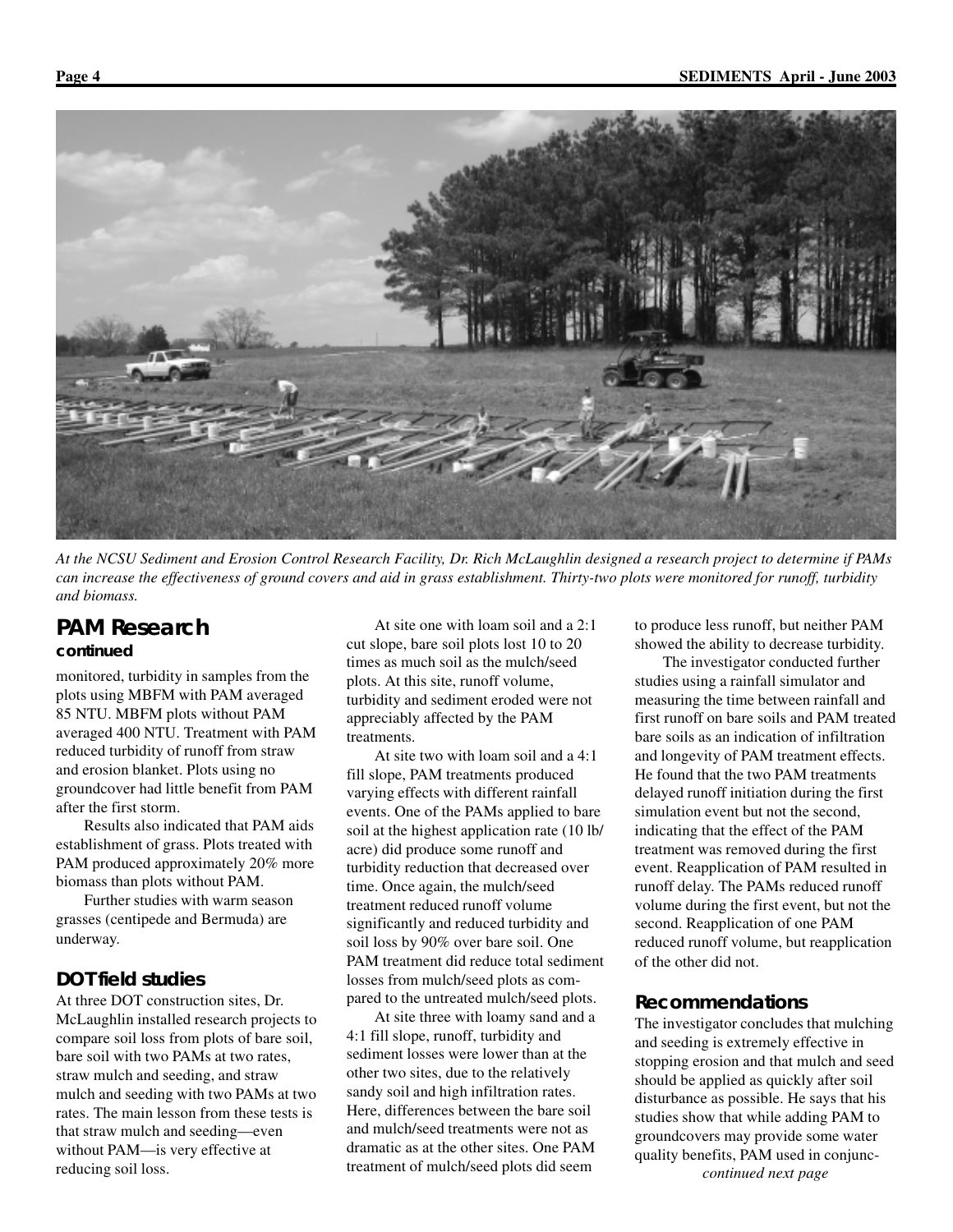*At the NCSU Sediment and Erosion Control Research Facility, Dr. Rich McLaughlin designed a research project to determine if PAMs can increase the effectiveness of ground covers and aid in grass establishment. Thirty-two plots were monitored for runoff, turbidity and biomass.*

## PAM Research

### continued

monitored, turbidity in samples from the plots using MBFM with PAM averaged 85 NTU. MBFM plots without PAM averaged 400 NTU. Treatment with PAM reduced turbidity of runoff from straw and erosion blanket. Plots using no groundcover had little benefit from PAM after the first storm.

Results also indicated that PAM aids establishment of grass. Plots treated with PAM produced approximately 20% more biomass than plots without PAM.

Further studies with warm season grasses (centipede and Bermuda) are underway.

### DOT field studies

At three DOT construction sites, Dr. McLaughlin installed research projects to compare soil loss from plots of bare soil, bare soil with two PAMs at two rates, straw mulch and seeding, and straw mulch and seeding with two PAMs at two rates. The main lesson from these tests is that straw mulch and seeding—even without PAM—is very effective at reducing soil loss.

At site one with loam soil and a 2:1 cut slope, bare soil plots lost 10 to 20 times as much soil as the mulch/seed plots. At this site, runoff volume, turbidity and sediment eroded were not appreciably affected by the PAM treatments.

At site two with loam soil and a 4:1 fill slope, PAM treatments produced varying effects with different rainfall events. One of the PAMs applied to bare soil at the highest application rate (10 lb/acre) did produce some runoff and turbidity reduction that decreased over time. Once again, the mulch/seed treatment reduced runoff volume significantly and reduced turbidity and soil loss by 90% over bare soil. One PAM treatment did reduce total sediment losses from mulch/seed plots as compared to the untreated mulch/seed plots.

At site three with loamy sand and a 4:1 fill slope, runoff, turbidity and sediment losses were lower than at the other two sites, due to the relatively sandy soil and high infiltration rates. Here, differences between the bare soil and mulch/seed treatments were not as dramatic as at the other sites. One PAM treatment of mulch/seed plots did seem to produce less runoff, but neither PAM showed the ability to decrease turbidity.

The investigator conducted further studies using a rainfall simulator and measuring the time between rainfall and first runoff on bare soils and PAM treated bare soils as an indication of infiltration and longevity of PAM treatment effects. He found that the two PAM treatments delayed runoff initiation during the first simulation event but not the second, indicating that the effect of the PAM treatment was removed during the first event. Reapplication of PAM resulted in runoff delay. The PAMs reduced runoff volume during the first event, but not the second. Reapplication of one PAM reduced runoff volume, but reapplication of the other did not.

### Recommendations

The investigator concludes that mulching and seeding is extremely effective in stopping erosion and that mulch and seed should be applied as quickly after soil disturbance as possible. He says that his studies show that while adding PAM to groundcovers may provide some water quality benefits, PAM used in conjunc-

*continued next page*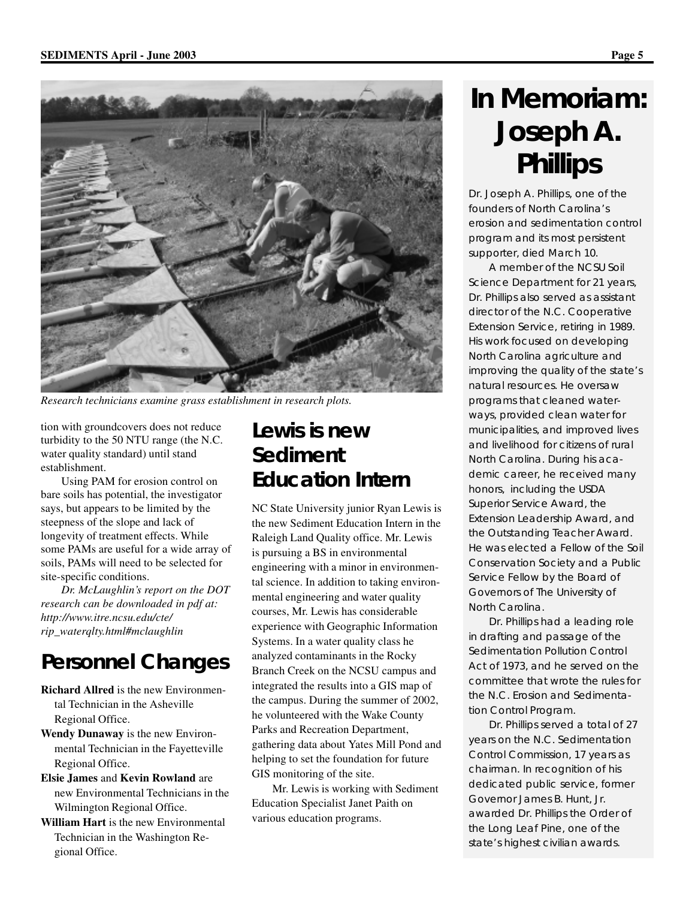Research technicians examine grass establishment in research plots.

tion with groundcovers does not reduce turbidity to the 50 NTU range (the N.C. water quality standard) until stand establishment.

Using PAM for erosion control on bare soils has potential, the investigator says, but appears to be limited by the steepness of the slope and lack of longevity of treatment effects. While some PAMs are useful for a wide array of soils, PAMs will need to be selected for site-specific conditions.

*Dr. McLaughlin's report on the DOT research can be downloaded in pdf at: http://www.itre.ncsu.edu/cte/rip_waterqlty.html#mclaughlin*

## Personnel Changes

**Richard Allred** is the new Environmental Technician in the Asheville Regional Office.

**Wendy Dunaway** is the new Environmental Technician in the Fayetteville Regional Office.

**Elsie James** and **Kevin Rowland** are new Environmental Technicians in the Wilmington Regional Office.

**William Hart** is the new Environmental Technician in the Washington Regional Office.

## Lewis is new Sediment Education Intern

NC State University junior Ryan Lewis is the new Sediment Education Intern in the Raleigh Land Quality office. Mr. Lewis is pursuing a BS in environmental engineering with a minor in environmental science. In addition to taking environmental engineering and water quality courses, Mr. Lewis has considerable experience with Geographic Information Systems. In a water quality class he analyzed contaminants in the Rocky Branch Creek on the NCSU campus and integrated the results into a GIS map of the campus. During the summer of 2002, he volunteered with the Wake County Parks and Recreation Department, gathering data about Yates Mill Pond and helping to set the foundation for future GIS monitoring of the site.

Mr. Lewis is working with Sediment Education Specialist Janet Paith on various education programs.

# In Memoriam: Joseph A. Phillips

Dr. Joseph A. Phillips, one of the founders of North Carolina's erosion and sedimentation control program and its most persistent supporter, died March 10.

A member of the NCSU Soil Science Department for 21 years, Dr. Phillips also served as assistant director of the N.C. Cooperative Extension Service, retiring in 1989. His work focused on developing North Carolina agriculture and improving the quality of the state's natural resources. He oversaw programs that cleaned waterways, provided clean water for municipalities, and improved lives and livelihood for citizens of rural North Carolina. During his academic career, he received many honors, including the USDA Superior Service Award, the Extension Leadership Award, and the Outstanding Teacher Award. He was elected a Fellow of the Soil Conservation Society and a Public Service Fellow by the Board of Governors of The University of North Carolina.

Dr. Phillips had a leading role in drafting and passage of the Sedimentation Pollution Control Act of 1973, and he served on the committee that wrote the rules for the N.C. Erosion and Sedimentation Control Program.

Dr. Phillips served a total of 27 years on the N.C. Sedimentation Control Commission, 17 years as chairman. In recognition of his dedicated public service, former Governor James B. Hunt, Jr. awarded Dr. Phillips the Order of the Long Leaf Pine, one of the state's highest civilian awards.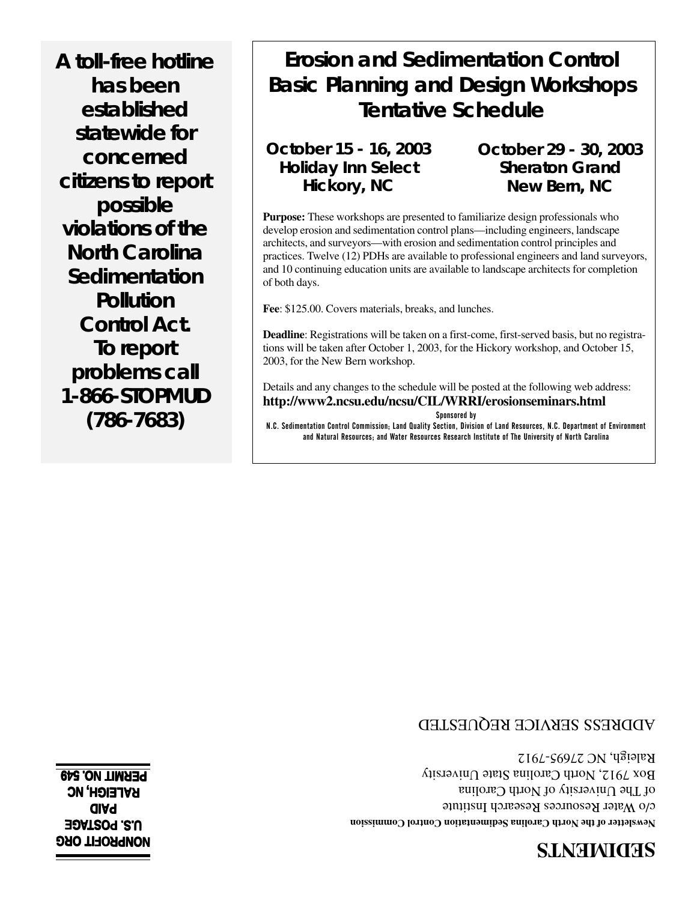A toll-free hotline has been established statewide for concerned citizens to report possible violations of the North Carolina Sedimentation Pollution Control Act. To report problems call 1-866-STOPMUD (786-7683)

## Erosion and Sedimentation Control Basic Planning and Design Workshops Tentative Schedule

**October 15 - 16, 2003**
**Holiday Inn Select**
**Hickory, NC**

**October 29 - 30, 2003**
**Sheraton Grand**
**New Bern, NC**

**Purpose:** These workshops are presented to familiarize design professionals who develop erosion and sedimentation control plans—including engineers, landscape architects, and surveyors—with erosion and sedimentation control principles and practices. Twelve (12) PDHs are available to professional engineers and land surveyors, and 10 continuing education units are available to landscape architects for completion of both days.

**Fee**: $125.00. Covers materials, breaks, and lunches.

**Deadline**: Registrations will be taken on a first-come, first-served basis, but no registrations will be taken after October 1, 2003, for the Hickory workshop, and October 15, 2003, for the New Bern workshop.

Details and any changes to the schedule will be posted at the following web address:
**http://www2.ncsu.edu/ncsu/CIL/WRRI/erosionseminars.html**

Sponsored by
N.C. Sedimentation Control Commission; Land Quality Section, Division of Land Resources, N.C. Department of Environment and Natural Resources; and Water Resources Research Institute of The University of North Carolina

**SEDIMENTS**

**Newsletter of the North Carolina Sedimentation Control Commission**

c/o Water Resources Research Institute
of The University of North Carolina
Box 7912, North Carolina State University
Raleigh, NC 27695-7912

ADDRESS SERVICE REQUESTED

NONPROFIT ORG
U.S. POSTAGE
PAID
RALEIGH, NC
PERMIT NO. 549